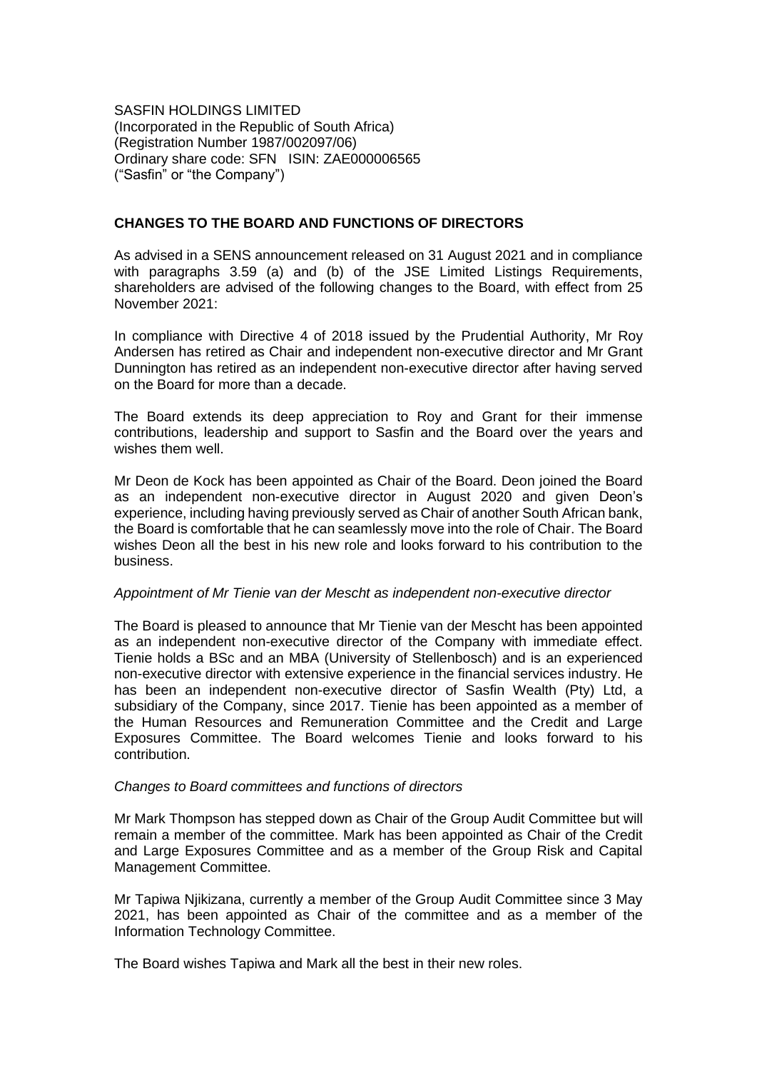SASFIN HOLDINGS LIMITED
(Incorporated in the Republic of South Africa)
(Registration Number 1987/002097/06)
Ordinary share code: SFN ISIN: ZAE000006565
("Sasfin" or "the Company")

**CHANGES TO THE BOARD AND FUNCTIONS OF DIRECTORS**

As advised in a SENS announcement released on 31 August 2021 and in compliance with paragraphs 3.59 (a) and (b) of the JSE Limited Listings Requirements, shareholders are advised of the following changes to the Board, with effect from 25 November 2021:

In compliance with Directive 4 of 2018 issued by the Prudential Authority, Mr Roy Andersen has retired as Chair and independent non-executive director and Mr Grant Dunnington has retired as an independent non-executive director after having served on the Board for more than a decade.

The Board extends its deep appreciation to Roy and Grant for their immense contributions, leadership and support to Sasfin and the Board over the years and wishes them well.

Mr Deon de Kock has been appointed as Chair of the Board. Deon joined the Board as an independent non-executive director in August 2020 and given Deon's experience, including having previously served as Chair of another South African bank, the Board is comfortable that he can seamlessly move into the role of Chair. The Board wishes Deon all the best in his new role and looks forward to his contribution to the business.

*Appointment of Mr Tienie van der Mescht as independent non-executive director*

The Board is pleased to announce that Mr Tienie van der Mescht has been appointed as an independent non-executive director of the Company with immediate effect. Tienie holds a BSc and an MBA (University of Stellenbosch) and is an experienced non-executive director with extensive experience in the financial services industry. He has been an independent non-executive director of Sasfin Wealth (Pty) Ltd, a subsidiary of the Company, since 2017. Tienie has been appointed as a member of the Human Resources and Remuneration Committee and the Credit and Large Exposures Committee. The Board welcomes Tienie and looks forward to his contribution.

*Changes to Board committees and functions of directors*

Mr Mark Thompson has stepped down as Chair of the Group Audit Committee but will remain a member of the committee. Mark has been appointed as Chair of the Credit and Large Exposures Committee and as a member of the Group Risk and Capital Management Committee.

Mr Tapiwa Njikizana, currently a member of the Group Audit Committee since 3 May 2021, has been appointed as Chair of the committee and as a member of the Information Technology Committee.

The Board wishes Tapiwa and Mark all the best in their new roles.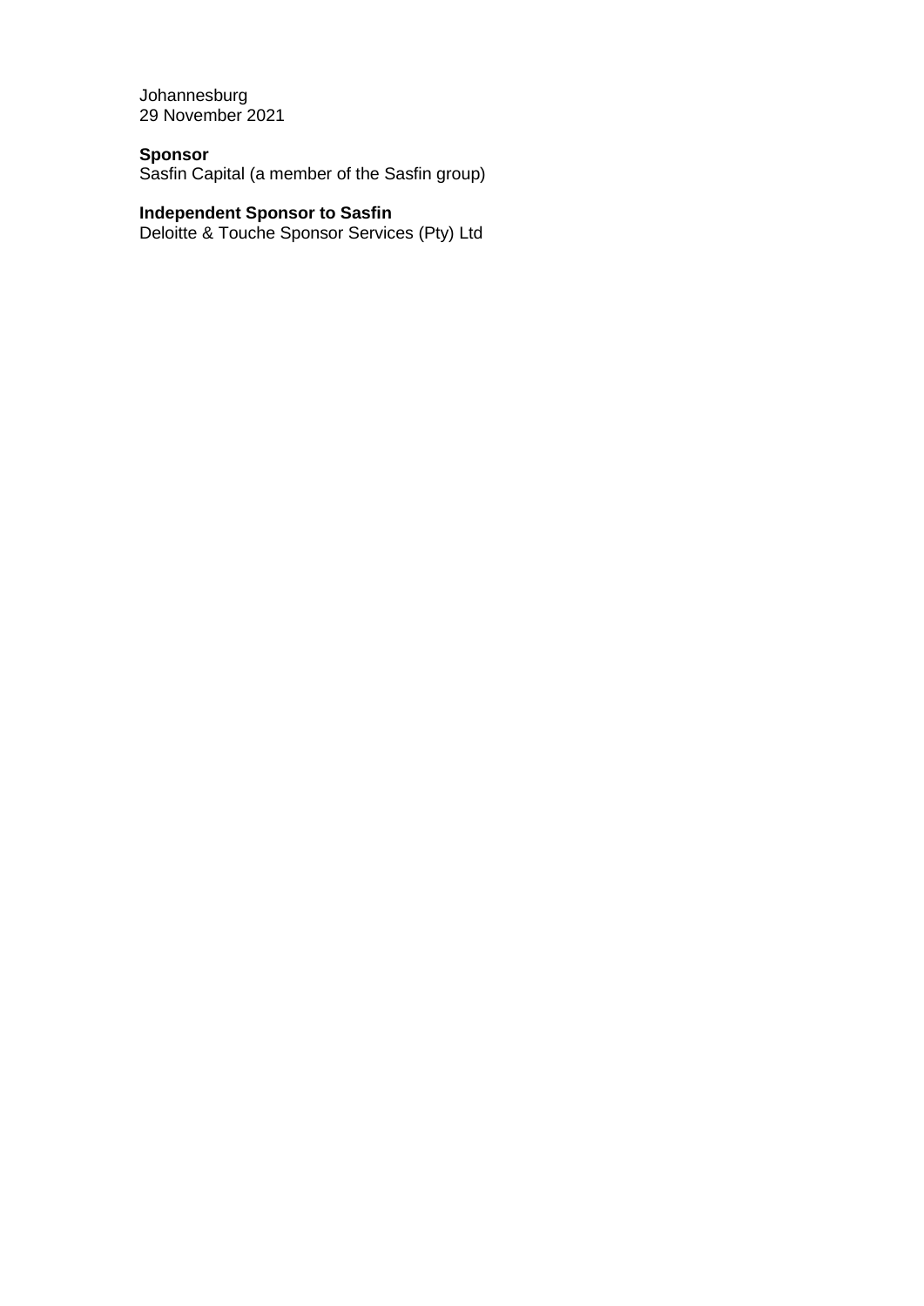Johannesburg
29 November 2021

**Sponsor**
Sasfin Capital (a member of the Sasfin group)

**Independent Sponsor to Sasfin**
Deloitte & Touche Sponsor Services (Pty) Ltd